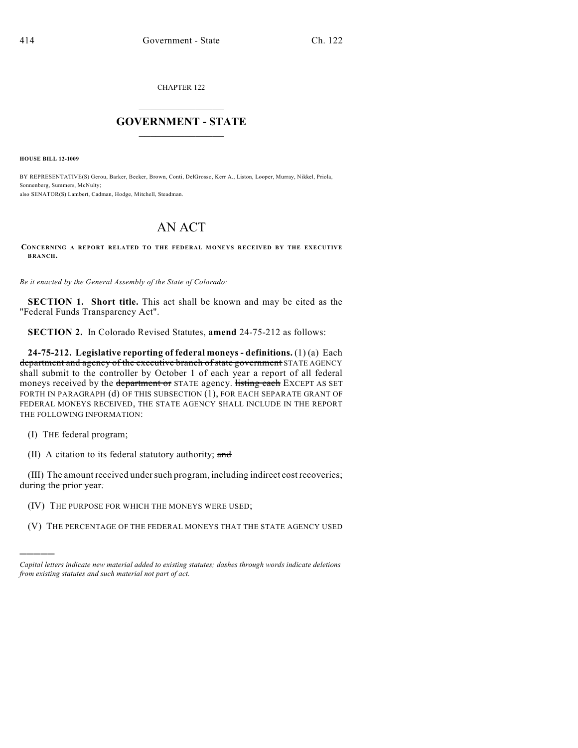CHAPTER 122

# GOVERNMENT - STATE

**HOUSE BILL 12-1009**

BY REPRESENTATIVE(S) Gerou, Barker, Becker, Brown, Conti, DelGrosso, Kerr A., Liston, Looper, Murray, Nikkel, Priola, Sonnenberg, Summers, McNulty;
also SENATOR(S) Lambert, Cadman, Hodge, Mitchell, Steadman.

# AN ACT

**CONCERNING A REPORT RELATED TO THE FEDERAL MONEYS RECEIVED BY THE EXECUTIVE BRANCH.**

*Be it enacted by the General Assembly of the State of Colorado:*

**SECTION 1. Short title.** This act shall be known and may be cited as the "Federal Funds Transparency Act".

**SECTION 2.** In Colorado Revised Statutes, **amend** 24-75-212 as follows:

**24-75-212. Legislative reporting of federal moneys - definitions.** (1) (a) Each ~~department and agency of the executive branch of state government~~ STATE AGENCY shall submit to the controller by October 1 of each year a report of all federal moneys received by the ~~department or~~ STATE agency. ~~listing each~~ EXCEPT AS SET FORTH IN PARAGRAPH (d) OF THIS SUBSECTION (1), FOR EACH SEPARATE GRANT OF FEDERAL MONEYS RECEIVED, THE STATE AGENCY SHALL INCLUDE IN THE REPORT THE FOLLOWING INFORMATION:

(I) THE federal program;

(II) A citation to its federal statutory authority; ~~and~~

(III) The amount received under such program, including indirect cost recoveries; ~~during the prior year.~~

(IV) THE PURPOSE FOR WHICH THE MONEYS WERE USED;

(V) THE PERCENTAGE OF THE FEDERAL MONEYS THAT THE STATE AGENCY USED

*Capital letters indicate new material added to existing statutes; dashes through words indicate deletions from existing statutes and such material not part of act.*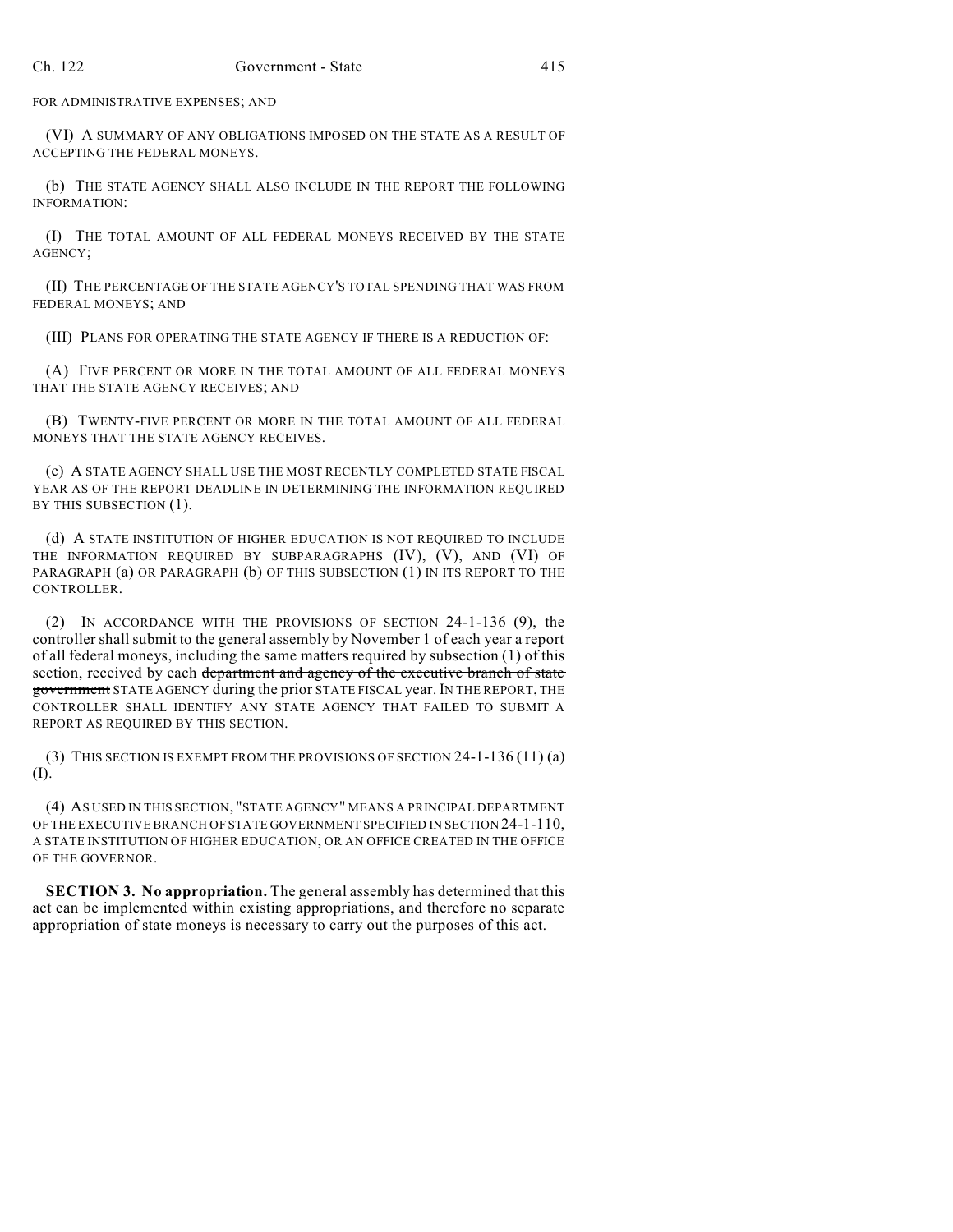FOR ADMINISTRATIVE EXPENSES; AND

(VI) A SUMMARY OF ANY OBLIGATIONS IMPOSED ON THE STATE AS A RESULT OF ACCEPTING THE FEDERAL MONEYS.

(b) THE STATE AGENCY SHALL ALSO INCLUDE IN THE REPORT THE FOLLOWING INFORMATION:

(I) THE TOTAL AMOUNT OF ALL FEDERAL MONEYS RECEIVED BY THE STATE AGENCY;

(II) THE PERCENTAGE OF THE STATE AGENCY'S TOTAL SPENDING THAT WAS FROM FEDERAL MONEYS; AND

(III) PLANS FOR OPERATING THE STATE AGENCY IF THERE IS A REDUCTION OF:

(A) FIVE PERCENT OR MORE IN THE TOTAL AMOUNT OF ALL FEDERAL MONEYS THAT THE STATE AGENCY RECEIVES; AND

(B) TWENTY-FIVE PERCENT OR MORE IN THE TOTAL AMOUNT OF ALL FEDERAL MONEYS THAT THE STATE AGENCY RECEIVES.

(c) A STATE AGENCY SHALL USE THE MOST RECENTLY COMPLETED STATE FISCAL YEAR AS OF THE REPORT DEADLINE IN DETERMINING THE INFORMATION REQUIRED BY THIS SUBSECTION (1).

(d) A STATE INSTITUTION OF HIGHER EDUCATION IS NOT REQUIRED TO INCLUDE THE INFORMATION REQUIRED BY SUBPARAGRAPHS (IV), (V), AND (VI) OF PARAGRAPH (a) OR PARAGRAPH (b) OF THIS SUBSECTION (1) IN ITS REPORT TO THE CONTROLLER.

(2) IN ACCORDANCE WITH THE PROVISIONS OF SECTION 24-1-136 (9), the controller shall submit to the general assembly by November 1 of each year a report of all federal moneys, including the same matters required by subsection (1) of this section, received by each ~~department and agency of the executive branch of state government~~ STATE AGENCY during the prior STATE FISCAL year. IN THE REPORT, THE CONTROLLER SHALL IDENTIFY ANY STATE AGENCY THAT FAILED TO SUBMIT A REPORT AS REQUIRED BY THIS SECTION.

(3) THIS SECTION IS EXEMPT FROM THE PROVISIONS OF SECTION 24-1-136 (11) (a) (I).

(4) AS USED IN THIS SECTION, "STATE AGENCY" MEANS A PRINCIPAL DEPARTMENT OF THE EXECUTIVE BRANCH OF STATE GOVERNMENT SPECIFIED IN SECTION 24-1-110, A STATE INSTITUTION OF HIGHER EDUCATION, OR AN OFFICE CREATED IN THE OFFICE OF THE GOVERNOR.

**SECTION 3. No appropriation.** The general assembly has determined that this act can be implemented within existing appropriations, and therefore no separate appropriation of state moneys is necessary to carry out the purposes of this act.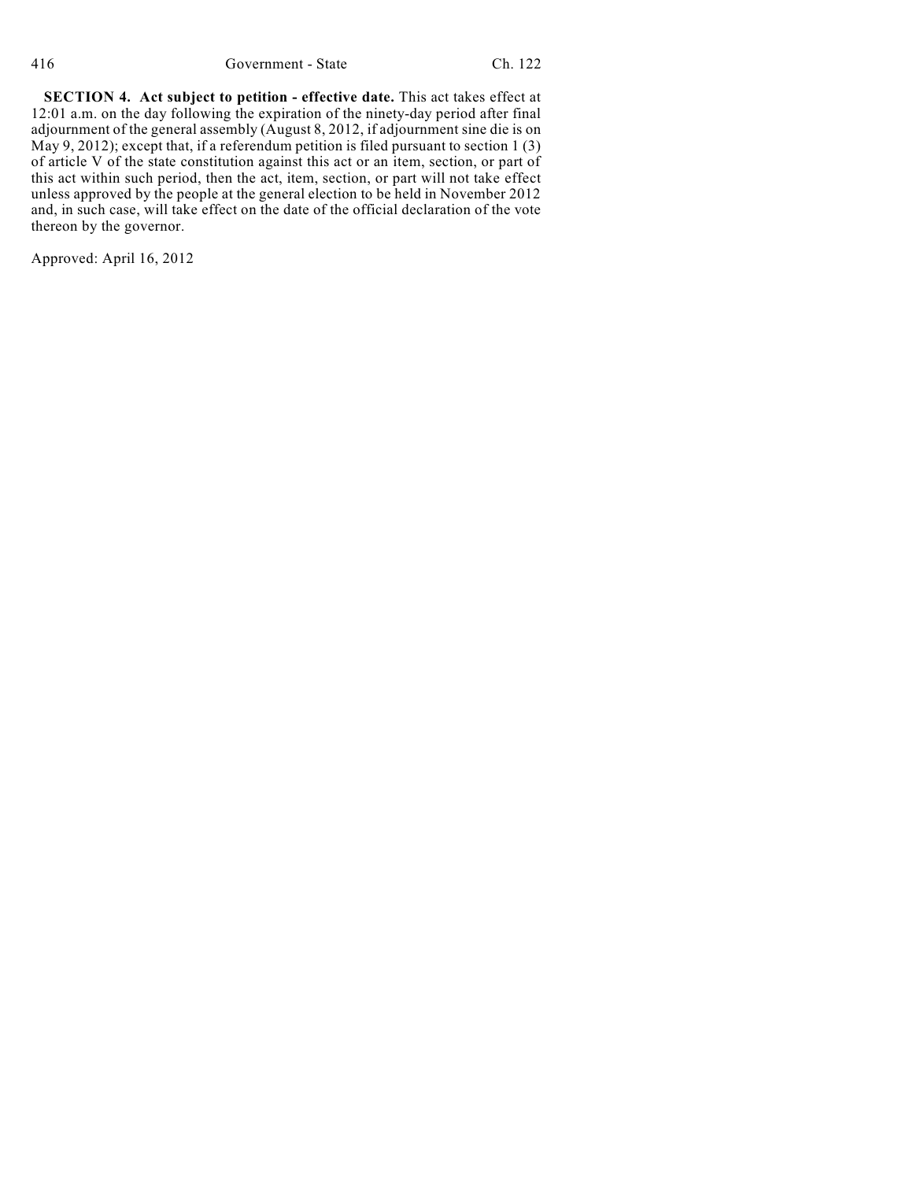**SECTION 4. Act subject to petition - effective date.** This act takes effect at 12:01 a.m. on the day following the expiration of the ninety-day period after final adjournment of the general assembly (August 8, 2012, if adjournment sine die is on May 9, 2012); except that, if a referendum petition is filed pursuant to section 1 (3) of article V of the state constitution against this act or an item, section, or part of this act within such period, then the act, item, section, or part will not take effect unless approved by the people at the general election to be held in November 2012 and, in such case, will take effect on the date of the official declaration of the vote thereon by the governor.

Approved: April 16, 2012